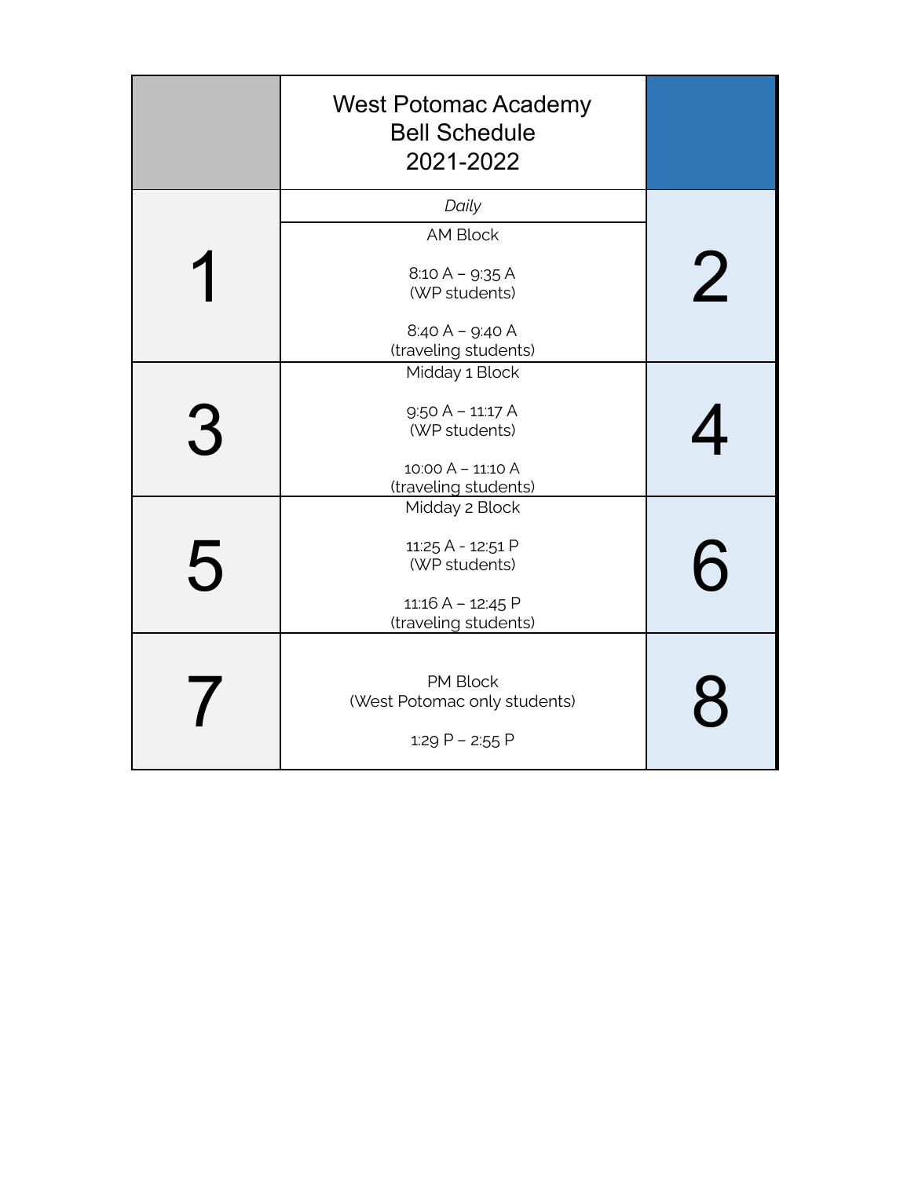| | West Potomac Academy<br>Bell Schedule<br>2021-2022 | |
|---|---|---|
| 1 | *Daily*<br><br>AM Block<br><br>8:10 A – 9:35 A<br>(WP students)<br><br>8:40 A – 9:40 A<br>(traveling students) | 2 |
| 3 | Midday 1 Block<br><br>9:50 A – 11:17 A<br>(WP students)<br><br>10:00 A – 11:10 A<br>(traveling students) | 4 |
| 5 | Midday 2 Block<br><br>11:25 A - 12:51 P<br>(WP students)<br><br>11:16 A – 12:45 P<br>(traveling students) | 6 |
| 7 | PM Block<br>(West Potomac only students)<br><br>1:29 P – 2:55 P | 8 |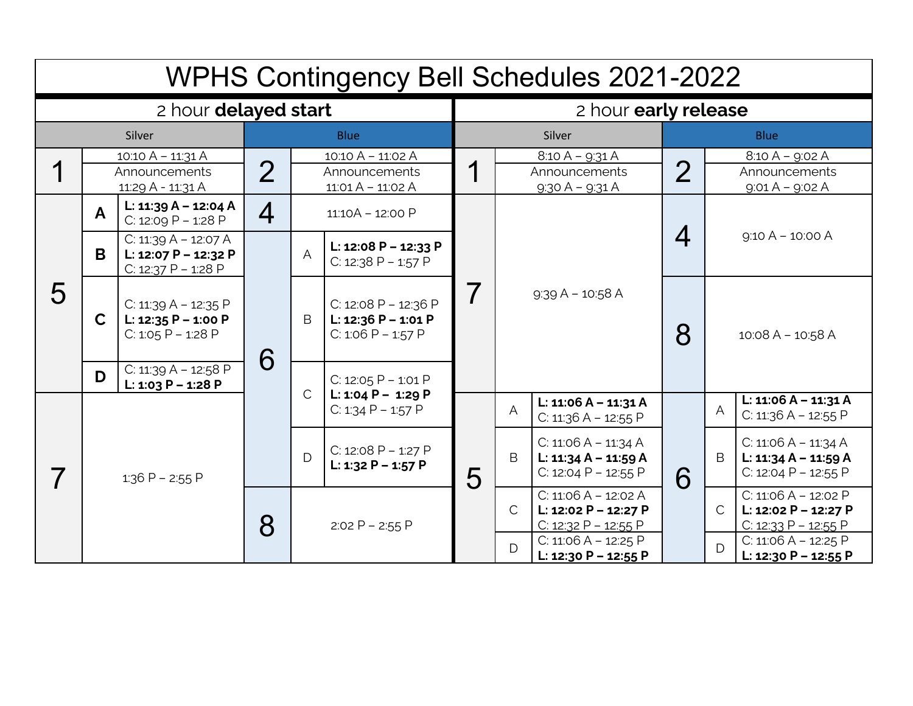# WPHS Contingency Bell Schedules 2021-2022

## 2 hour **delayed start**

### Silver

| Period | Lunch | Times |
|---|---|---|
| 1 | | 10:10 A – 11:31 A<br>Announcements<br>11:29 A - 11:31 A |
| 5 | A | **L: 11:39 A – 12:04 A**<br>C: 12:09 P – 1:28 P |
| 5 | B | C: 11:39 A – 12:07 A<br>**L: 12:07 P – 12:32 P**<br>C: 12:37 P – 1:28 P |
| 5 | C | C: 11:39 A – 12:35 P<br>**L: 12:35 P – 1:00 P**<br>C: 1:05 P – 1:28 P |
| 5 | D | C: 11:39 A – 12:58 P<br>**L: 1:03 P – 1:28 P** |
| 7 | | 1:36 P – 2:55 P |

### Blue

| Period | Lunch | Times |
|---|---|---|
| 2 | | 10:10 A – 11:02 A<br>Announcements<br>11:01 A – 11:02 A |
| 4 | | 11:10A – 12:00 P |
| 6 | A | **L: 12:08 P – 12:33 P**<br>C: 12:38 P – 1:57 P |
| 6 | B | C: 12:08 P – 12:36 P<br>**L: 12:36 P – 1:01 P**<br>C: 1:06 P – 1:57 P |
| 6 | C | C: 12:05 P – 1:01 P<br>**L: 1:04 P – 1:29 P**<br>C: 1:34 P – 1:57 P |
| 6 | D | C: 12:08 P – 1:27 P<br>**L: 1:32 P – 1:57 P** |
| 8 | | 2:02 P – 2:55 P |

## 2 hour **early release**

### Silver

| Period | Lunch | Times |
|---|---|---|
| 1 | | 8:10 A – 9:31 A<br>Announcements<br>9:30 A – 9:31 A |
| 7 | | 9:39 A – 10:58 A |
| 5 | A | **L: 11:06 A – 11:31 A**<br>C: 11:36 A – 12:55 P |
| 5 | B | C: 11:06 A – 11:34 A<br>**L: 11:34 A – 11:59 A**<br>C: 12:04 P – 12:55 P |
| 5 | C | C: 11:06 A – 12:02 A<br>**L: 12:02 P – 12:27 P**<br>C: 12:32 P – 12:55 P |
| 5 | D | C: 11:06 A – 12:25 P<br>**L: 12:30 P – 12:55 P** |

### Blue

| Period | Lunch | Times |
|---|---|---|
| 2 | | 8:10 A – 9:02 A<br>Announcements<br>9:01 A – 9:02 A |
| 4 | | 9:10 A – 10:00 A |
| 8 | | 10:08 A – 10:58 A |
| 6 | A | **L: 11:06 A – 11:31 A**<br>C: 11:36 A – 12:55 P |
| 6 | B | C: 11:06 A – 11:34 A<br>**L: 11:34 A – 11:59 A**<br>C: 12:04 P – 12:55 P |
| 6 | C | C: 11:06 A – 12:02 P<br>**L: 12:02 P – 12:27 P**<br>C: 12:33 P – 12:55 P |
| 6 | D | C: 11:06 A – 12:25 P<br>**L: 12:30 P – 12:55 P** |